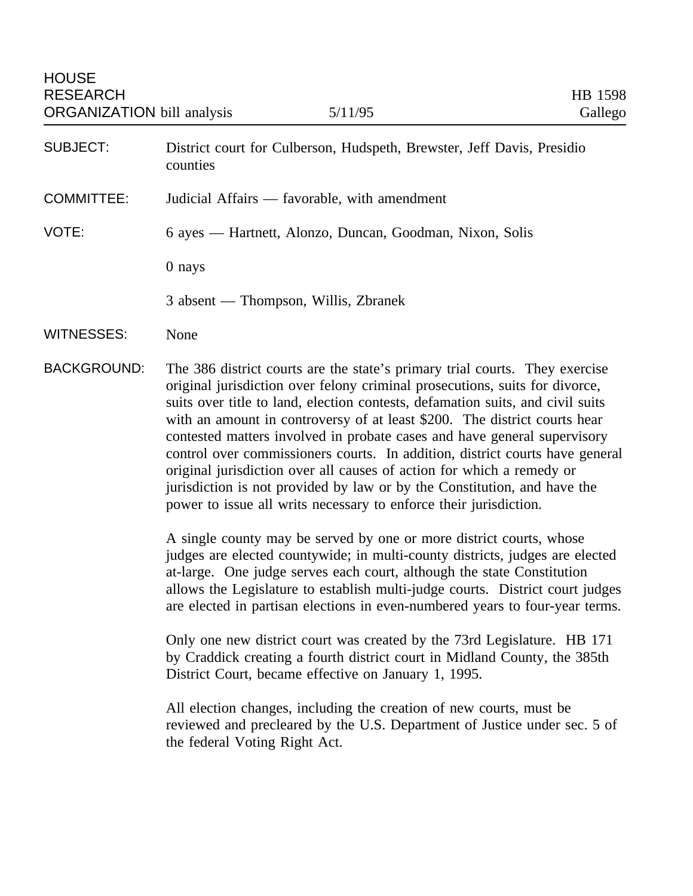HOUSE RESEARCH ORGANIZATION bill analysis — 5/11/95 — HB 1598 Gallego

**SUBJECT:** District court for Culberson, Hudspeth, Brewster, Jeff Davis, Presidio counties

**COMMITTEE:** Judicial Affairs — favorable, with amendment

**VOTE:** 6 ayes — Hartnett, Alonzo, Duncan, Goodman, Nixon, Solis

0 nays

3 absent — Thompson, Willis, Zbranek

**WITNESSES:** None

**BACKGROUND:** The 386 district courts are the state's primary trial courts. They exercise original jurisdiction over felony criminal prosecutions, suits for divorce, suits over title to land, election contests, defamation suits, and civil suits with an amount in controversy of at least $200. The district courts hear contested matters involved in probate cases and have general supervisory control over commissioners courts. In addition, district courts have general original jurisdiction over all causes of action for which a remedy or jurisdiction is not provided by law or by the Constitution, and have the power to issue all writs necessary to enforce their jurisdiction.

A single county may be served by one or more district courts, whose judges are elected countywide; in multi-county districts, judges are elected at-large. One judge serves each court, although the state Constitution allows the Legislature to establish multi-judge courts. District court judges are elected in partisan elections in even-numbered years to four-year terms.

Only one new district court was created by the 73rd Legislature. HB 171 by Craddick creating a fourth district court in Midland County, the 385th District Court, became effective on January 1, 1995.

All election changes, including the creation of new courts, must be reviewed and precleared by the U.S. Department of Justice under sec. 5 of the federal Voting Right Act.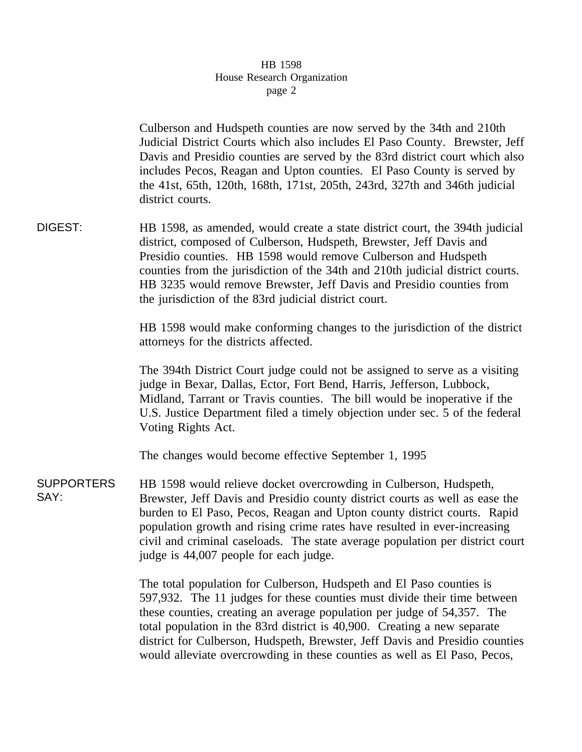Culberson and Hudspeth counties are now served by the 34th and 210th Judicial District Courts which also includes El Paso County. Brewster, Jeff Davis and Presidio counties are served by the 83rd district court which also includes Pecos, Reagan and Upton counties. El Paso County is served by the 41st, 65th, 120th, 168th, 171st, 205th, 243rd, 327th and 346th judicial district courts.

**DIGEST:**

HB 1598, as amended, would create a state district court, the 394th judicial district, composed of Culberson, Hudspeth, Brewster, Jeff Davis and Presidio counties. HB 1598 would remove Culberson and Hudspeth counties from the jurisdiction of the 34th and 210th judicial district courts. HB 3235 would remove Brewster, Jeff Davis and Presidio counties from the jurisdiction of the 83rd judicial district court.

HB 1598 would make conforming changes to the jurisdiction of the district attorneys for the districts affected.

The 394th District Court judge could not be assigned to serve as a visiting judge in Bexar, Dallas, Ector, Fort Bend, Harris, Jefferson, Lubbock, Midland, Tarrant or Travis counties. The bill would be inoperative if the U.S. Justice Department filed a timely objection under sec. 5 of the federal Voting Rights Act.

The changes would become effective September 1, 1995

**SUPPORTERS SAY:**

HB 1598 would relieve docket overcrowding in Culberson, Hudspeth, Brewster, Jeff Davis and Presidio county district courts as well as ease the burden to El Paso, Pecos, Reagan and Upton county district courts. Rapid population growth and rising crime rates have resulted in ever-increasing civil and criminal caseloads. The state average population per district court judge is 44,007 people for each judge.

The total population for Culberson, Hudspeth and El Paso counties is 597,932. The 11 judges for these counties must divide their time between these counties, creating an average population per judge of 54,357. The total population in the 83rd district is 40,900. Creating a new separate district for Culberson, Hudspeth, Brewster, Jeff Davis and Presidio counties would alleviate overcrowding in these counties as well as El Paso, Pecos,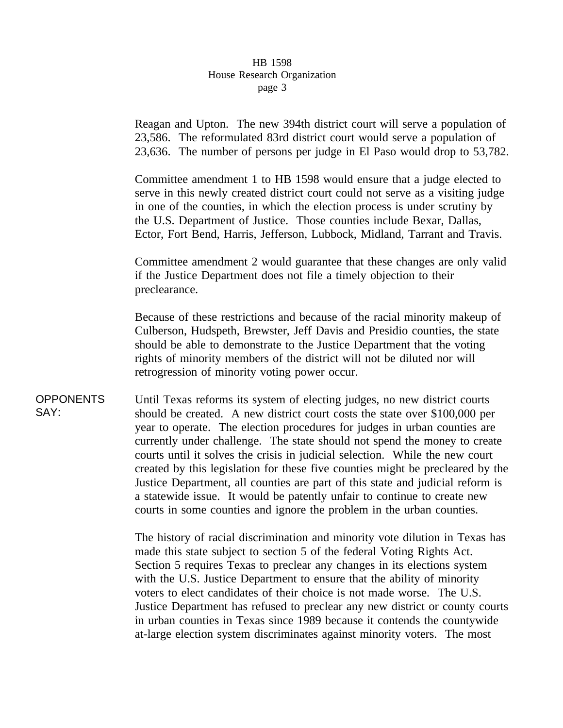Reagan and Upton. The new 394th district court will serve a population of 23,586. The reformulated 83rd district court would serve a population of 23,636. The number of persons per judge in El Paso would drop to 53,782.

Committee amendment 1 to HB 1598 would ensure that a judge elected to serve in this newly created district court could not serve as a visiting judge in one of the counties, in which the election process is under scrutiny by the U.S. Department of Justice. Those counties include Bexar, Dallas, Ector, Fort Bend, Harris, Jefferson, Lubbock, Midland, Tarrant and Travis.

Committee amendment 2 would guarantee that these changes are only valid if the Justice Department does not file a timely objection to their preclearance.

Because of these restrictions and because of the racial minority makeup of Culberson, Hudspeth, Brewster, Jeff Davis and Presidio counties, the state should be able to demonstrate to the Justice Department that the voting rights of minority members of the district will not be diluted nor will retrogression of minority voting power occur.

**OPPONENTS SAY:**

Until Texas reforms its system of electing judges, no new district courts should be created. A new district court costs the state over $100,000 per year to operate. The election procedures for judges in urban counties are currently under challenge. The state should not spend the money to create courts until it solves the crisis in judicial selection. While the new court created by this legislation for these five counties might be precleared by the Justice Department, all counties are part of this state and judicial reform is a statewide issue. It would be patently unfair to continue to create new courts in some counties and ignore the problem in the urban counties.

The history of racial discrimination and minority vote dilution in Texas has made this state subject to section 5 of the federal Voting Rights Act. Section 5 requires Texas to preclear any changes in its elections system with the U.S. Justice Department to ensure that the ability of minority voters to elect candidates of their choice is not made worse. The U.S. Justice Department has refused to preclear any new district or county courts in urban counties in Texas since 1989 because it contends the countywide at-large election system discriminates against minority voters. The most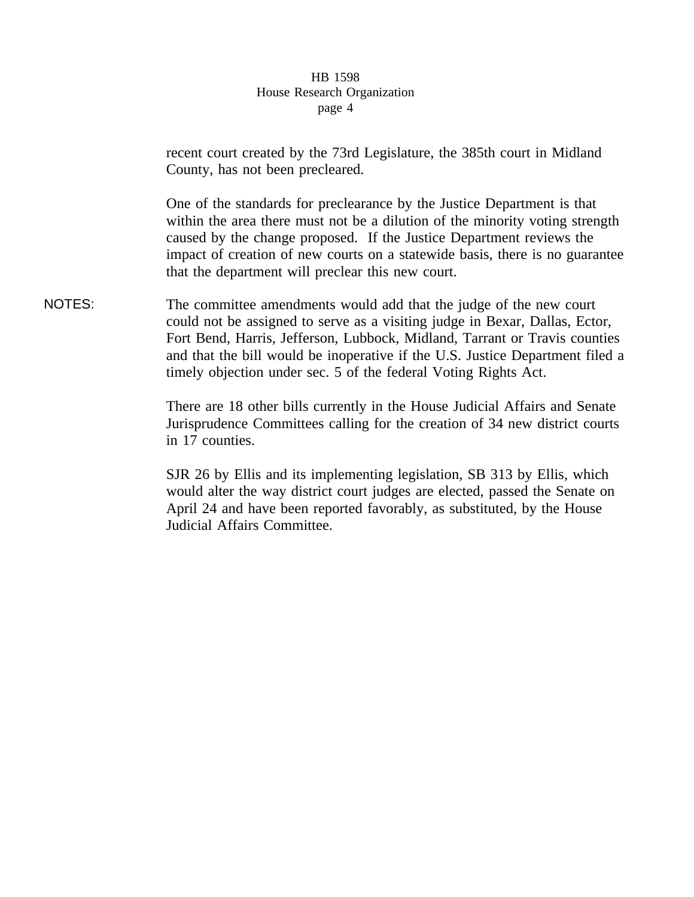recent court created by the 73rd Legislature, the 385th court in Midland County, has not been precleared.

One of the standards for preclearance by the Justice Department is that within the area there must not be a dilution of the minority voting strength caused by the change proposed. If the Justice Department reviews the impact of creation of new courts on a statewide basis, there is no guarantee that the department will preclear this new court.

**NOTES:**

The committee amendments would add that the judge of the new court could not be assigned to serve as a visiting judge in Bexar, Dallas, Ector, Fort Bend, Harris, Jefferson, Lubbock, Midland, Tarrant or Travis counties and that the bill would be inoperative if the U.S. Justice Department filed a timely objection under sec. 5 of the federal Voting Rights Act.

There are 18 other bills currently in the House Judicial Affairs and Senate Jurisprudence Committees calling for the creation of 34 new district courts in 17 counties.

SJR 26 by Ellis and its implementing legislation, SB 313 by Ellis, which would alter the way district court judges are elected, passed the Senate on April 24 and have been reported favorably, as substituted, by the House Judicial Affairs Committee.